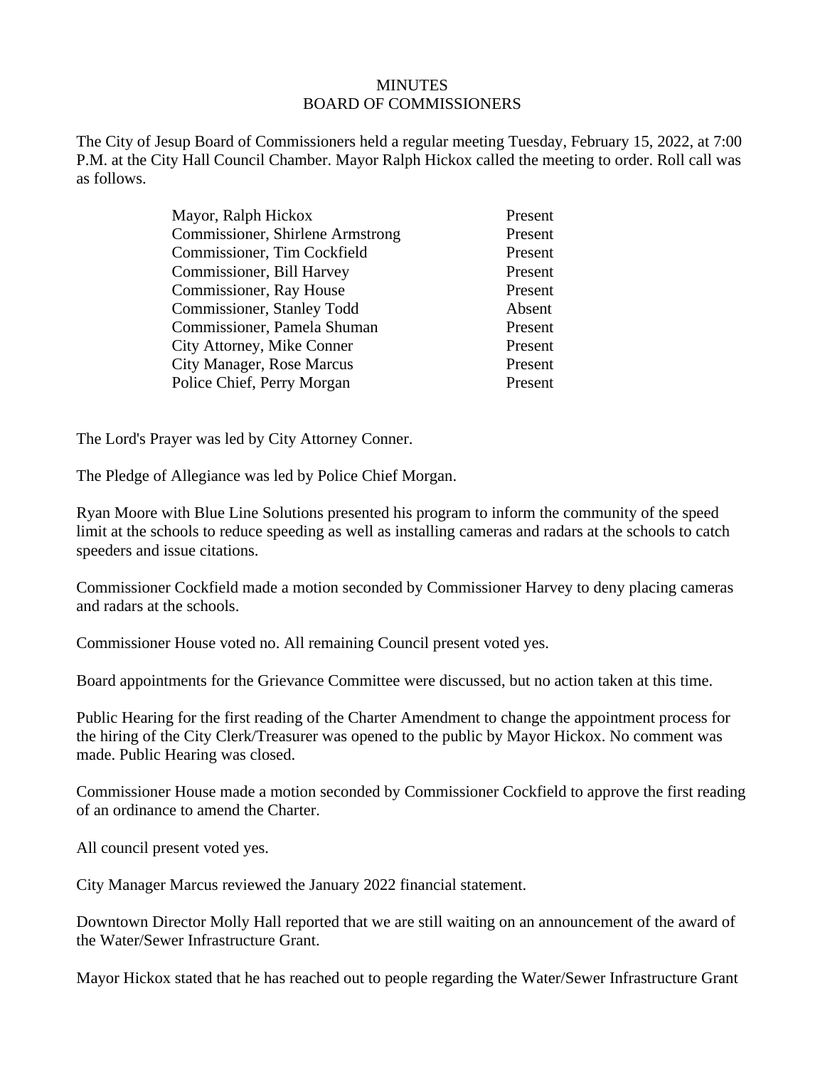# MINUTES
## BOARD OF COMMISSIONERS

The City of Jesup Board of Commissioners held a regular meeting Tuesday, February 15, 2022, at 7:00 P.M. at the City Hall Council Chamber. Mayor Ralph Hickox called the meeting to order. Roll call was as follows.

| | |
|---|---|
| Mayor, Ralph Hickox | Present |
| Commissioner, Shirlene Armstrong | Present |
| Commissioner, Tim Cockfield | Present |
| Commissioner, Bill Harvey | Present |
| Commissioner, Ray House | Present |
| Commissioner, Stanley Todd | Absent |
| Commissioner, Pamela Shuman | Present |
| City Attorney, Mike Conner | Present |
| City Manager, Rose Marcus | Present |
| Police Chief, Perry Morgan | Present |

The Lord's Prayer was led by City Attorney Conner.

The Pledge of Allegiance was led by Police Chief Morgan.

Ryan Moore with Blue Line Solutions presented his program to inform the community of the speed limit at the schools to reduce speeding as well as installing cameras and radars at the schools to catch speeders and issue citations.

Commissioner Cockfield made a motion seconded by Commissioner Harvey to deny placing cameras and radars at the schools.

Commissioner House voted no. All remaining Council present voted yes.

Board appointments for the Grievance Committee were discussed, but no action taken at this time.

Public Hearing for the first reading of the Charter Amendment to change the appointment process for the hiring of the City Clerk/Treasurer was opened to the public by Mayor Hickox. No comment was made. Public Hearing was closed.

Commissioner House made a motion seconded by Commissioner Cockfield to approve the first reading of an ordinance to amend the Charter.

All council present voted yes.

City Manager Marcus reviewed the January 2022 financial statement.

Downtown Director Molly Hall reported that we are still waiting on an announcement of the award of the Water/Sewer Infrastructure Grant.

Mayor Hickox stated that he has reached out to people regarding the Water/Sewer Infrastructure Grant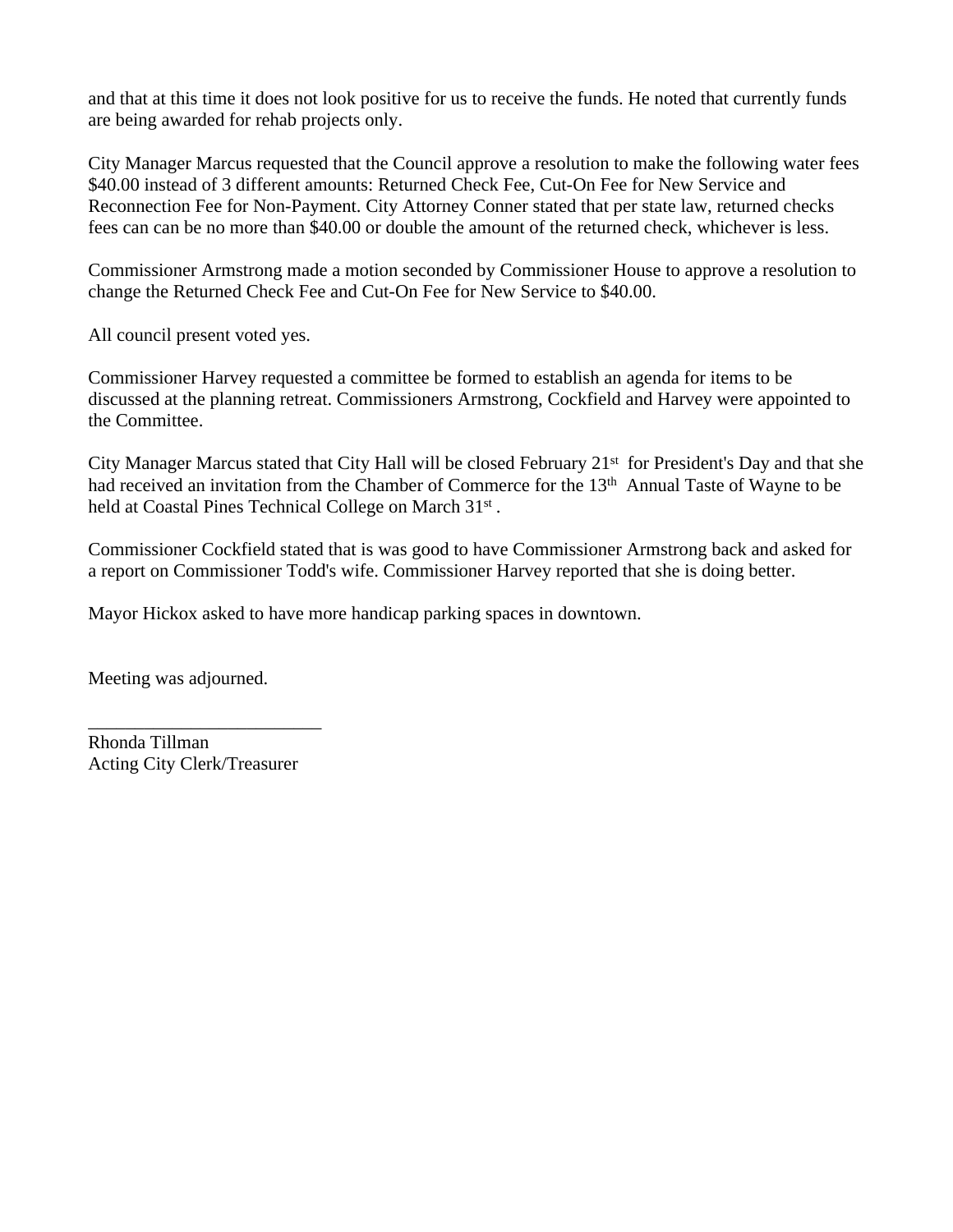and that at this time it does not look positive for us to receive the funds. He noted that currently funds are being awarded for rehab projects only.

City Manager Marcus requested that the Council approve a resolution to make the following water fees $40.00 instead of 3 different amounts: Returned Check Fee, Cut-On Fee for New Service and Reconnection Fee for Non-Payment. City Attorney Conner stated that per state law, returned checks fees can can be no more than $40.00 or double the amount of the returned check, whichever is less.

Commissioner Armstrong made a motion seconded by Commissioner House to approve a resolution to change the Returned Check Fee and Cut-On Fee for New Service to $40.00.

All council present voted yes.

Commissioner Harvey requested a committee be formed to establish an agenda for items to be discussed at the planning retreat. Commissioners Armstrong, Cockfield and Harvey were appointed to the Committee.

City Manager Marcus stated that City Hall will be closed February 21st for President's Day and that she had received an invitation from the Chamber of Commerce for the 13th Annual Taste of Wayne to be held at Coastal Pines Technical College on March 31st .

Commissioner Cockfield stated that is was good to have Commissioner Armstrong back and asked for a report on Commissioner Todd's wife. Commissioner Harvey reported that she is doing better.

Mayor Hickox asked to have more handicap parking spaces in downtown.

Meeting was adjourned.

\_\_\_\_\_\_\_\_\_\_\_\_\_\_\_\_\_\_\_\_\_\_\_\_\_\_

Rhonda Tillman  
Acting City Clerk/Treasurer